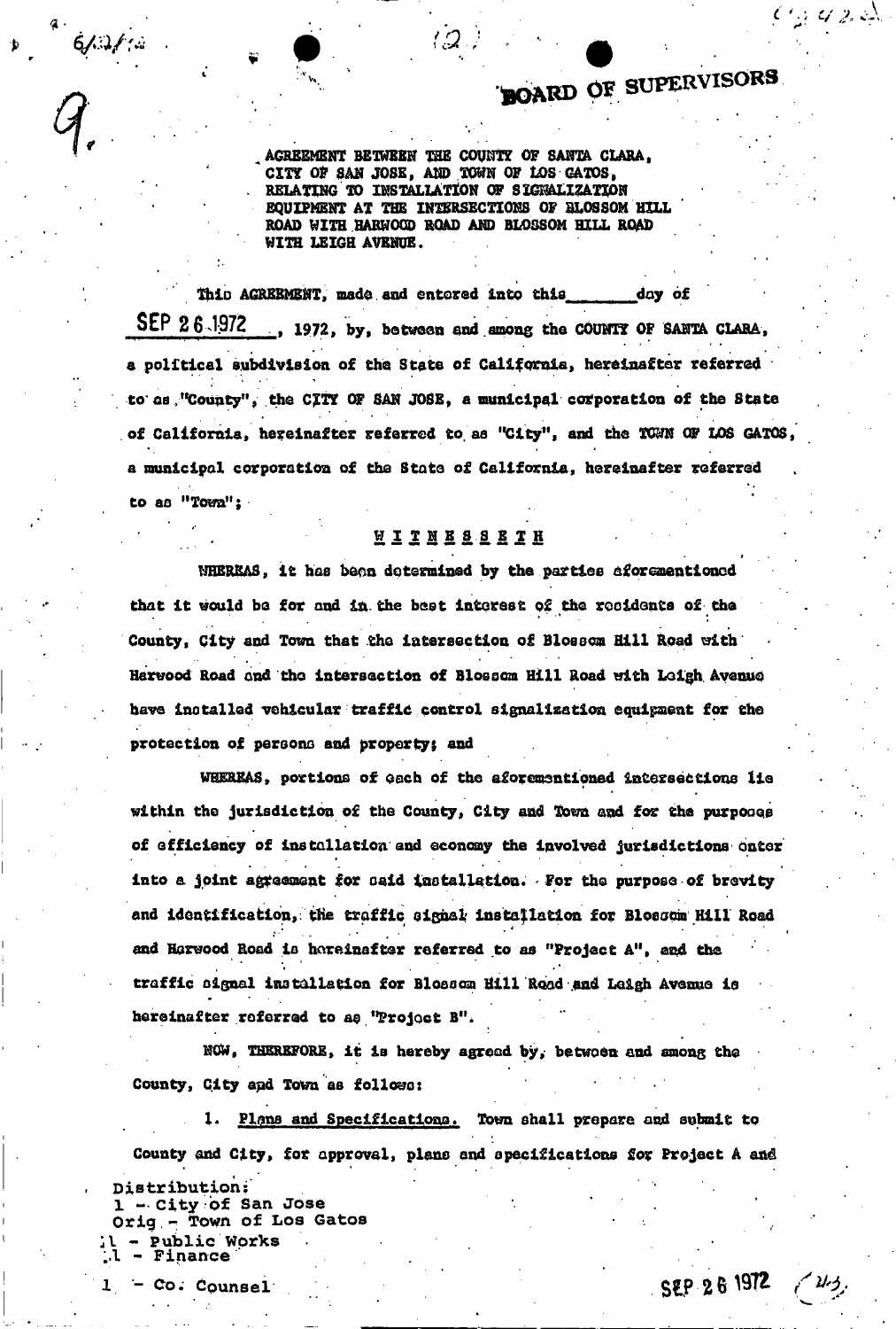# BOARD OF SUPERVISORS

AGREEMENT BETWEEN THE COUNTY OF SANTA CLARA, CITY OF SAN JOSE, AND TOWN OF LOS GATOS, RELATING TO INSTALLATION OF SIGNALIZATION EQUIPMENT AT THE INTERSECTIONS OF BLOSSOM HILL ROAD WITH HARWOOD ROAD AND BLOSSOM HILL ROAD WITH LEIGH AVENUE.

This AGREEMENT, made and entered into this _______ day of SEP 26 1972, 1972, by, between and among the COUNTY OF SANTA CLARA, a political subdivision of the State of California, hereinafter referred to as "County", the CITY OF SAN JOSE, a municipal corporation of the State of California, hereinafter referred to as "City", and the TOWN OF LOS GATOS, a municipal corporation of the State of California, hereinafter referred to as "Town";

## W I T N E S S E T H

WHEREAS, it has been determined by the parties aforementioned that it would be for and in the best interest of the residents of the County, City and Town that the intersection of Blossom Hill Road with Harwood Road and the intersection of Blossom Hill Road with Leigh Avenue have installed vehicular traffic control signalization equipment for the protection of persons and property; and

WHEREAS, portions of each of the aforementioned intersections lie within the jurisdiction of the County, City and Town and for the purposes of efficiency of installation and economy the involved jurisdictions enter into a joint agreement for said installation. For the purpose of brevity and identification, the traffic signal installation for Blossom Hill Road and Harwood Road is hereinafter referred to as "Project A", and the traffic signal installation for Blossom Hill Road and Leigh Avenue is hereinafter referred to as "Project B".

NOW, THEREFORE, it is hereby agreed by, between and among the County, City and Town as follows:

1. Plans and Specifications. Town shall prepare and submit to County and City, for approval, plans and specifications for Project A and

Distribution:
1 - City of San Jose
Orig - Town of Los Gatos
1 - Public Works
1 - Finance
1 - Co. Counsel

SEP 26 1972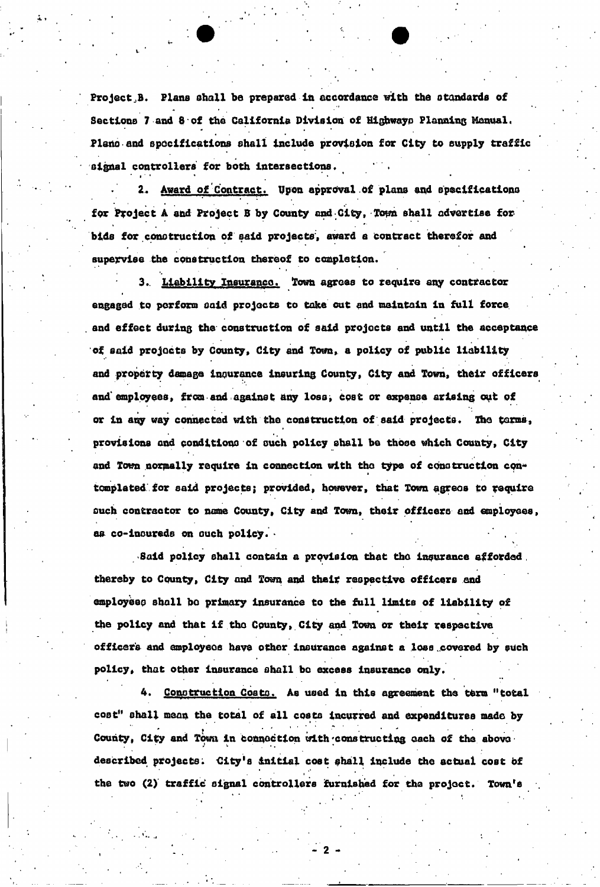Project B. Plans shall be prepared in accordance with the standards of Sections 7 and 8 of the California Division of Highways Planning Manual. Plans and specifications shall include provision for City to supply traffic signal controllers for both intersections.

2. Award of Contract. Upon approval of plans and specifications for Project A and Project B by County and City, Town shall advertise for bids for construction of said projects, award a contract therefor and supervise the construction thereof to completion.

3. Liability Insurance. Town agrees to require any contractor engaged to perform said projects to take out and maintain in full force and effect during the construction of said projects and until the acceptance of said projects by County, City and Town, a policy of public liability and property damage insurance insuring County, City and Town, their officers and employees, from and against any loss, cost or expense arising out of or in any way connected with the construction of said projects. The terms, provisions and conditions of such policy shall be those which County, City and Town normally require in connection with the type of construction contemplated for said projects; provided, however, that Town agrees to require such contractor to name County, City and Town, their officers and employees, as co-insureds on such policy.

Said policy shall contain a provision that the insurance afforded thereby to County, City and Town and their respective officers and employees shall be primary insurance to the full limits of liability of the policy and that if the County, City and Town or their respective officers and employees have other insurance against a loss covered by such policy, that other insurance shall be excess insurance only.

4. Construction Costs. As used in this agreement the term "total cost" shall mean the total of all costs incurred and expenditures made by County, City and Town in connection with constructing each of the above described projects. City's initial cost shall include the actual cost of the two (2) traffic signal controllers furnished for the project. Town's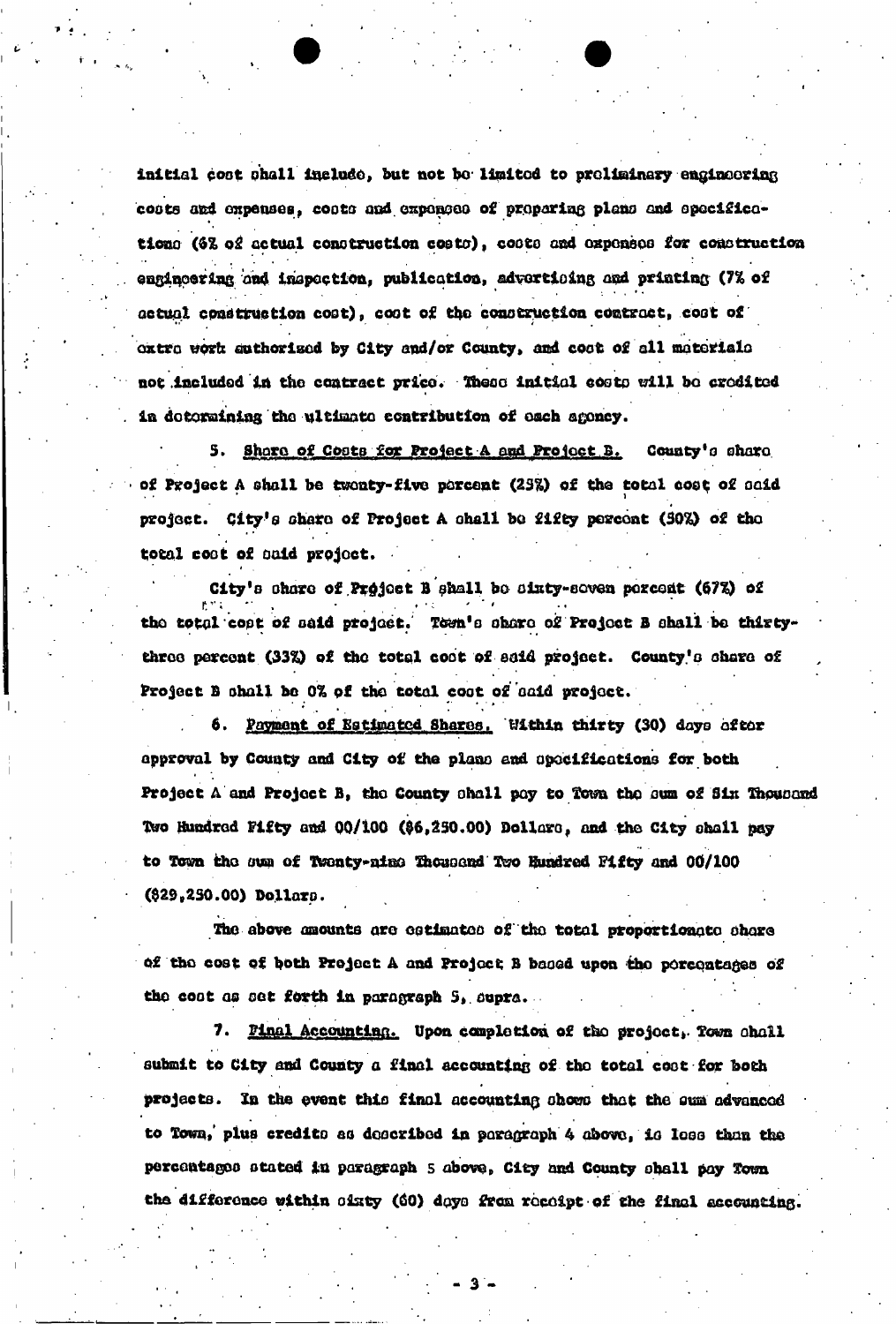initial cost shall include, but not be limited to preliminary engineering costs and expenses, costs and expenses of preparing plans and specifications (6% of actual construction costs), costs and expenses for construction engineering and inspection, publication, advertising and printing (7% of actual construction cost), cost of the construction contract, cost of extra work authorized by City and/or County, and cost of all materials not included in the contract price. These initial costs will be credited in determining the ultimate contribution of each agency.

5. Share of Costs for Project A and Project B. County's share of Project A shall be twenty-five percent (25%) of the total cost of said project. City's share of Project A shall be fifty percent (50%) of the total cost of said project.

City's share of Project B shall be sixty-seven percent (67%) of the total cost of said project. Town's share of Project B shall be thirty-three percent (33%) of the total cost of said project. County's share of Project B shall be 0% of the total cost of said project.

6. Payment of Estimated Shares. Within thirty (30) days after approval by County and City of the plans and specifications for both Project A and Project B, the County shall pay to Town the sum of Six Thousand Two Hundred Fifty and 00/100 ($6,250.00) Dollars, and the City shall pay to Town the sum of Twenty-nine Thousand Two Hundred Fifty and 00/100 ($29,250.00) Dollars.

The above amounts are estimates of the total proportionate share of the cost of both Project A and Project B based upon the percentages of the cost as set forth in paragraph 5, supra.

7. Final Accounting. Upon completion of the project, Town shall submit to City and County a final accounting of the total cost for both projects. In the event this final accounting shows that the sum advanced to Town, plus credits as described in paragraph 4 above, is less than the percentages stated in paragraph 5 above, City and County shall pay Town the difference within sixty (60) days from receipt of the final accounting.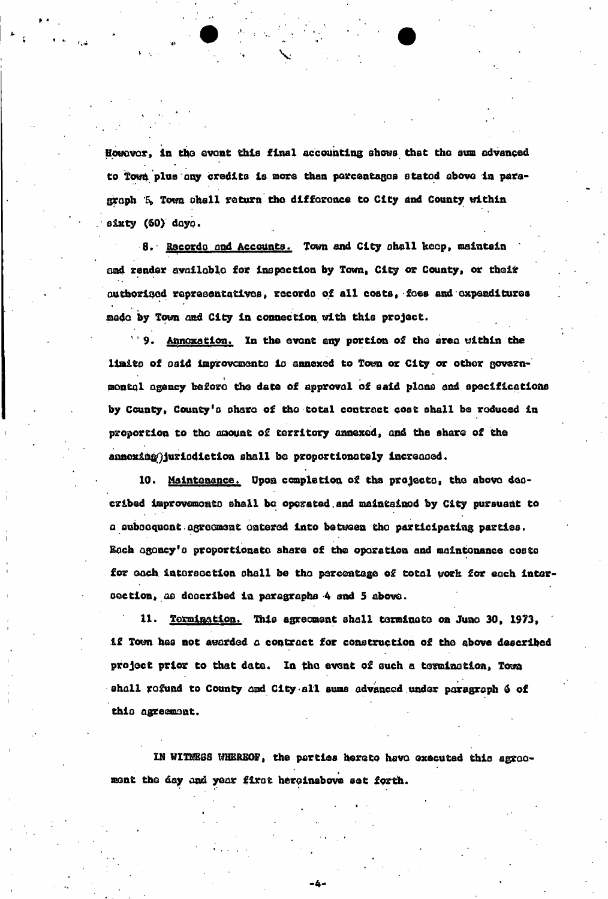However, in the event this final accounting shows that the sum advanced to Town plus any credits is more than percentages stated above in paragraph 5, Town shall return the difference to City and County within sixty (60) days.

8. Records and Accounts. Town and City shall keep, maintain and render available for inspection by Town, City or County, or their authorized representatives, records of all costs, fees and expenditures made by Town and City in connection with this project.

9. Annexation. In the event any portion of the area within the limits of said improvements is annexed to Town or City or other governmental agency before the date of approval of said plans and specifications by County, County's share of the total contract cost shall be reduced in proportion to the amount of territory annexed, and the share of the annexing jurisdiction shall be proportionately increased.

10. Maintenance. Upon completion of the projects, the above described improvements shall be operated and maintained by City pursuant to a subsequent agreement entered into between the participating parties. Each agency's proportionate share of the operation and maintenance costs for each intersection shall be the percentage of total work for each intersection, as described in paragraphs 4 and 5 above.

11. Termination. This agreement shall terminate on June 30, 1973, if Town has not awarded a contract for construction of the above described project prior to that date. In the event of such a termination, Town shall refund to County and City all sums advanced under paragraph 6 of this agreement.

IN WITNESS WHEREOF, the parties hereto have executed this agreement the day and year first hereinabove set forth.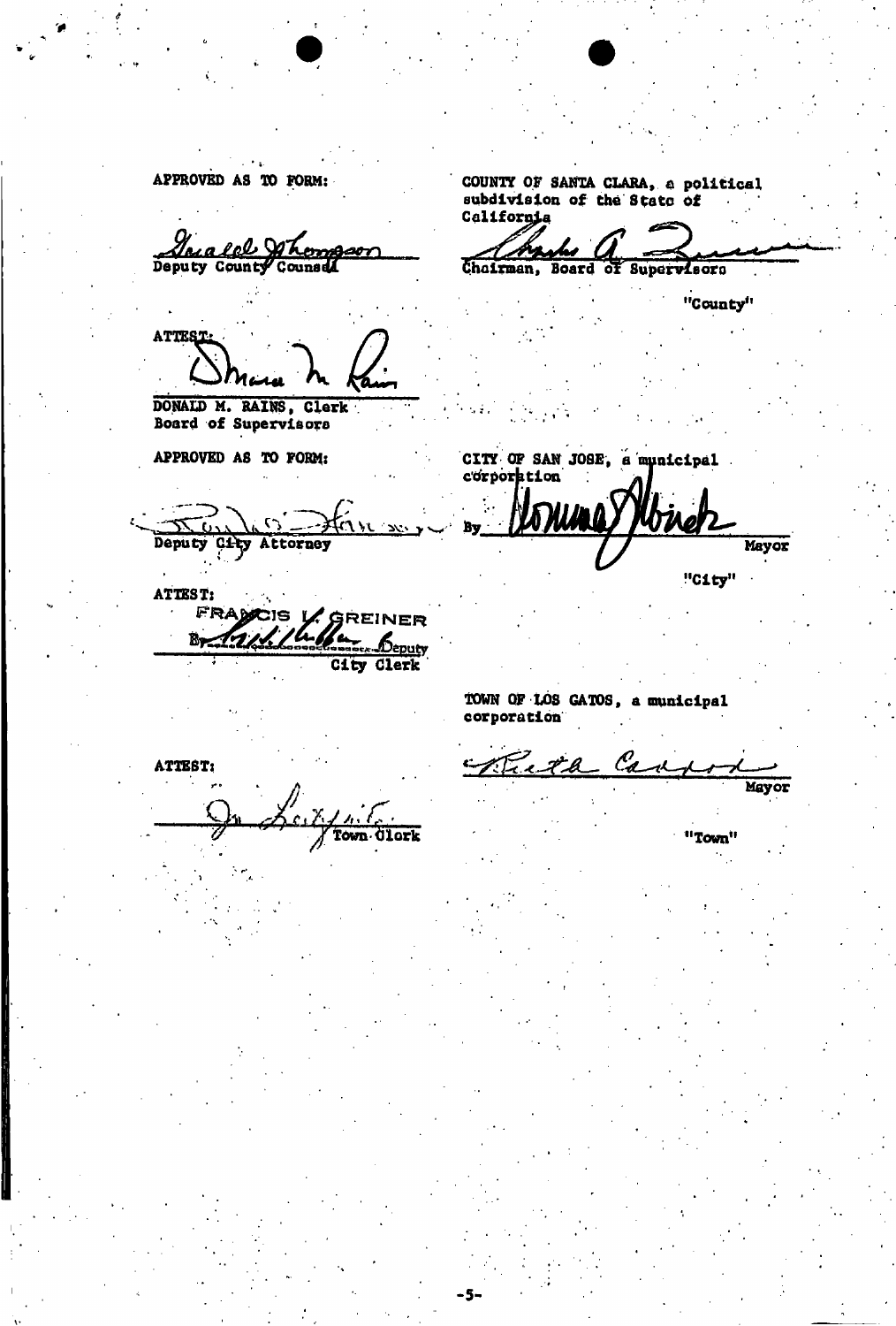APPROVED AS TO FORM:

_[signature]_
Deputy County Counsel

COUNTY OF SANTA CLARA, a political subdivision of the State of California

_[signature]_
Chairman, Board of Supervisors

"County"

ATTEST:

_[signature]_
DONALD M. RAINS, Clerk
Board of Supervisors

APPROVED AS TO FORM:

_[signature]_
Deputy City Attorney

CITY OF SAN JOSE, a municipal corporation

By _[signature]_
Mayor

"City"

ATTEST:
FRANCIS L. GREINER
By _[signature]_ Deputy
City Clerk

TOWN OF LOS GATOS, a municipal corporation

_[signature]_
Mayor

"Town"

ATTEST:

_[signature]_
Town Clerk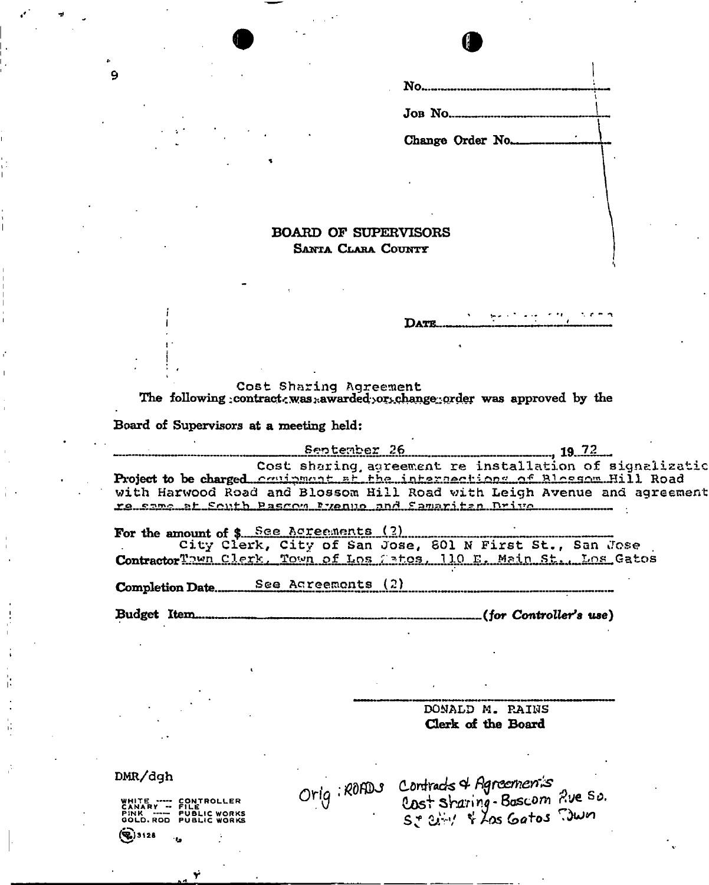9

No.

Job No.

Change Order No.

**BOARD OF SUPERVISORS**
**SANTA CLARA COUNTY**

DATE

Cost Sharing Agreement
The following contract was awarded or change order was approved by the Board of Supervisors at a meeting held:

September 26, 19 72

Project to be charged: Cost sharing agreement re installation of signalization equipment at the intersections of Blossom Hill Road with Harwood Road and Blossom Hill Road with Leigh Avenue and agreement re same at South Bascom Avenue and Samaritan Drive

For the amount of $ See Agreements (2)

Contractor: City Clerk, City of San Jose, 801 N First St., San Jose
Town Clerk, Town of Los Gatos, 110 E. Main St., Los Gatos

Completion Date: See Agreements (2)

Budget Item ______ *(for Controller's use)*

DONALD M. RAINS
**Clerk of the Board**

DMR/dgh

WHITE — CONTROLLER
CANARY — FILE
PINK — PUBLIC WORKS
GOLD. ROD PUBLIC WORKS

3128

Orig: ROADS Contracts & Agreements
Cost sharing - Bascom Ave So.
SJ City & Los Gatos Town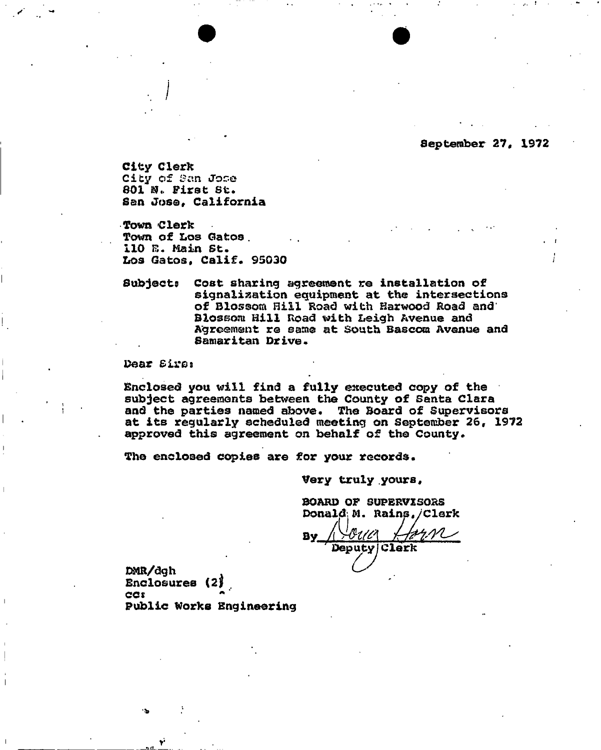September 27, 1972

City Clerk
City of San Jose
801 N. First St.
San Jose, California

Town Clerk
Town of Los Gatos
110 E. Main St.
Los Gatos, Calif. 95030

Subject: Cost sharing agreement re installation of signalization equipment at the intersections of Blossom Hill Road with Harwood Road and Blossom Hill Road with Leigh Avenue and Agreement re same at South Bascom Avenue and Samaritan Drive.

Dear Sirs:

Enclosed you will find a fully executed copy of the subject agreements between the County of Santa Clara and the parties named above. The Board of Supervisors at its regularly scheduled meeting on September 26, 1972 approved this agreement on behalf of the County.

The enclosed copies are for your records.

Very truly yours,

BOARD OF SUPERVISORS
Donald M. Rains, Clerk

By ___________
Deputy Clerk

DMR/dgh
Enclosures (2)
cc:
Public Works Engineering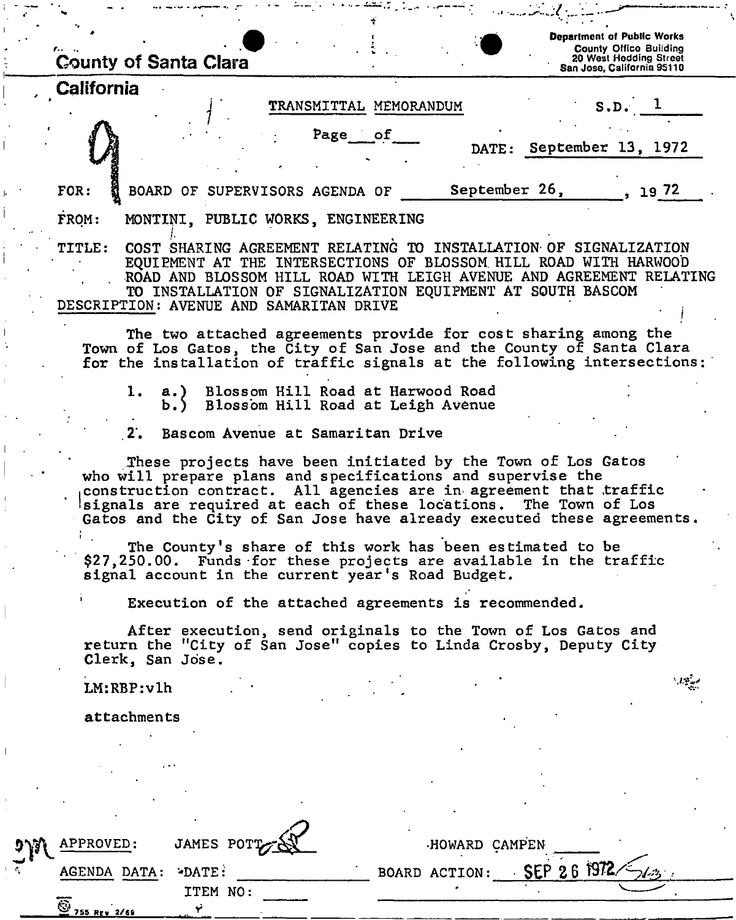County of Santa Clara

California

Department of Public Works
County Office Building
20 West Hedding Street
San Jose, California 95110

TRANSMITTAL MEMORANDUM

S.D. 1

Page \_\_\_ of \_\_\_

DATE: September 13, 1972

FOR: BOARD OF SUPERVISORS AGENDA OF September 26, 1972

FROM: MONTINI, PUBLIC WORKS, ENGINEERING

TITLE: COST SHARING AGREEMENT RELATING TO INSTALLATION OF SIGNALIZATION EQUIPMENT AT THE INTERSECTIONS OF BLOSSOM HILL ROAD WITH HARWOOD ROAD AND BLOSSOM HILL ROAD WITH LEIGH AVENUE AND AGREEMENT RELATING TO INSTALLATION OF SIGNALIZATION EQUIPMENT AT SOUTH BASCOM

DESCRIPTION: AVENUE AND SAMARITAN DRIVE

The two attached agreements provide for cost sharing among the Town of Los Gatos, the City of San Jose and the County of Santa Clara for the installation of traffic signals at the following intersections:

1. a.) Blossom Hill Road at Harwood Road
   b.) Blossom Hill Road at Leigh Avenue
2. Bascom Avenue at Samaritan Drive

These projects have been initiated by the Town of Los Gatos who will prepare plans and specifications and supervise the construction contract. All agencies are in agreement that traffic signals are required at each of these locations. The Town of Los Gatos and the City of San Jose have already executed these agreements.

The County's share of this work has been estimated to be $27,250.00. Funds for these projects are available in the traffic signal account in the current year's Road Budget.

Execution of the attached agreements is recommended.

After execution, send originals to the Town of Los Gatos and return the "City of San Jose" copies to Linda Crosby, Deputy City Clerk, San Jose.

LM:RBP:vlh

attachments

APPROVED: JAMES POTT HOWARD CAMPEN

AGENDA DATA: DATE: \_\_\_\_\_ BOARD ACTION: SEP 26 1972

ITEM NO: \_\_\_\_\_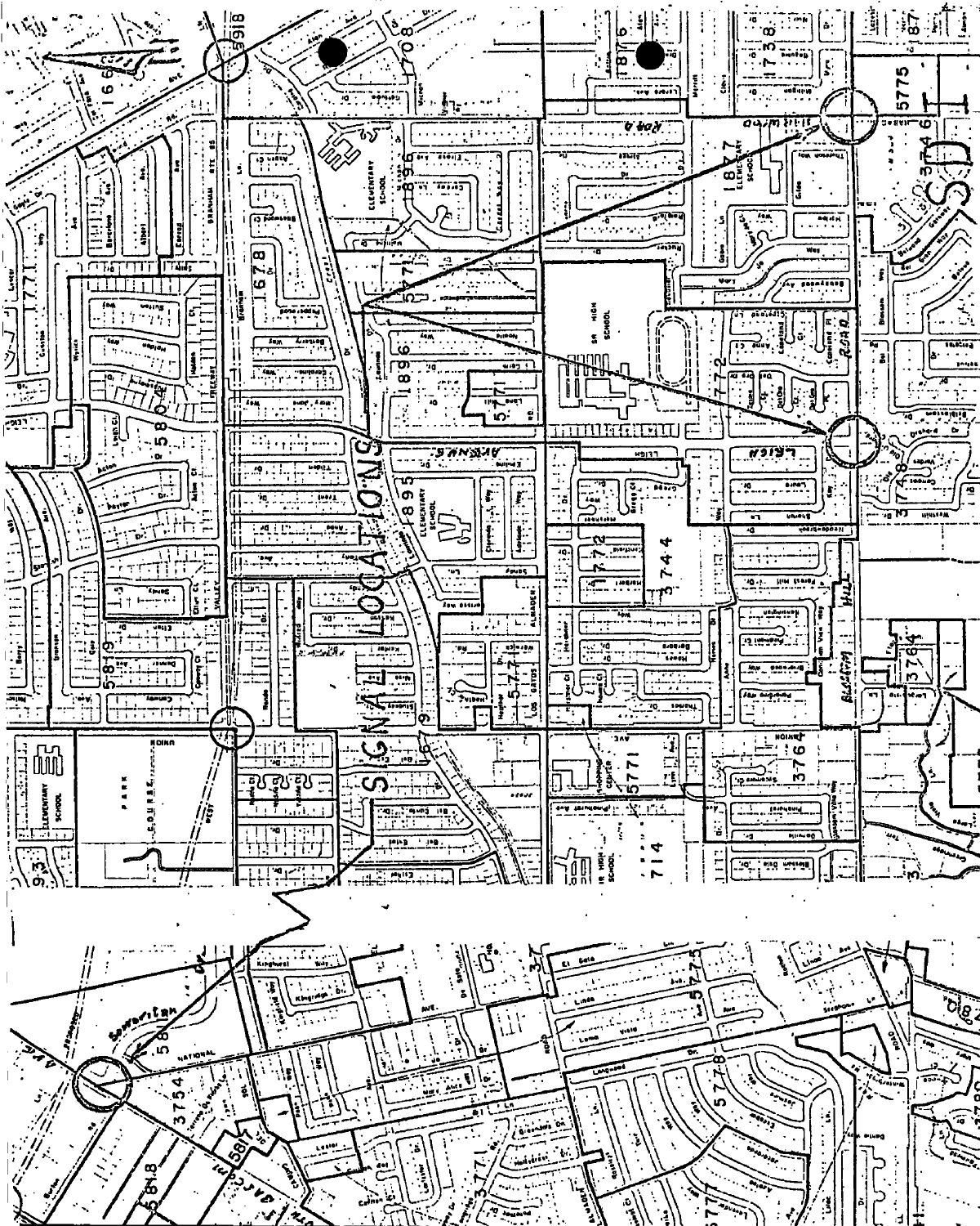SIGNAL LOCATIONS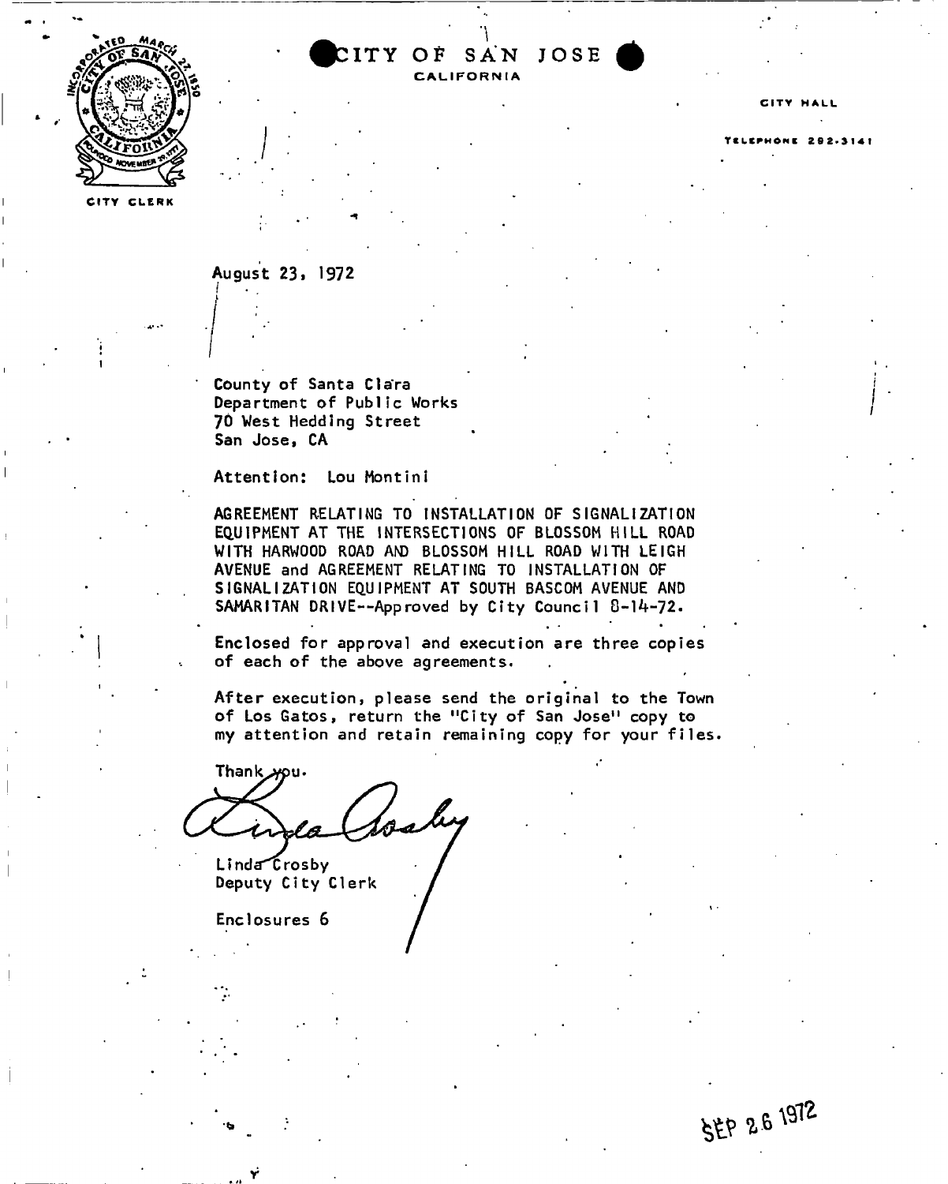# CITY OF SAN JOSE

CALIFORNIA

CITY CLERK

CITY HALL

TELEPHONE 292-3141

August 23, 1972

County of Santa Clara
Department of Public Works
70 West Hedding Street
San Jose, CA

Attention: Lou Montini

AGREEMENT RELATING TO INSTALLATION OF SIGNALIZATION EQUIPMENT AT THE INTERSECTIONS OF BLOSSOM HILL ROAD WITH HARWOOD ROAD AND BLOSSOM HILL ROAD WITH LEIGH AVENUE and AGREEMENT RELATING TO INSTALLATION OF SIGNALIZATION EQUIPMENT AT SOUTH BASCOM AVENUE AND SAMARITAN DRIVE--Approved by City Council 8-14-72.

Enclosed for approval and execution are three copies of each of the above agreements.

After execution, please send the original to the Town of Los Gatos, return the "City of San Jose" copy to my attention and retain remaining copy for your files.

Thank you.

Linda Crosby
Deputy City Clerk

Enclosures 6

SEP 26 1972